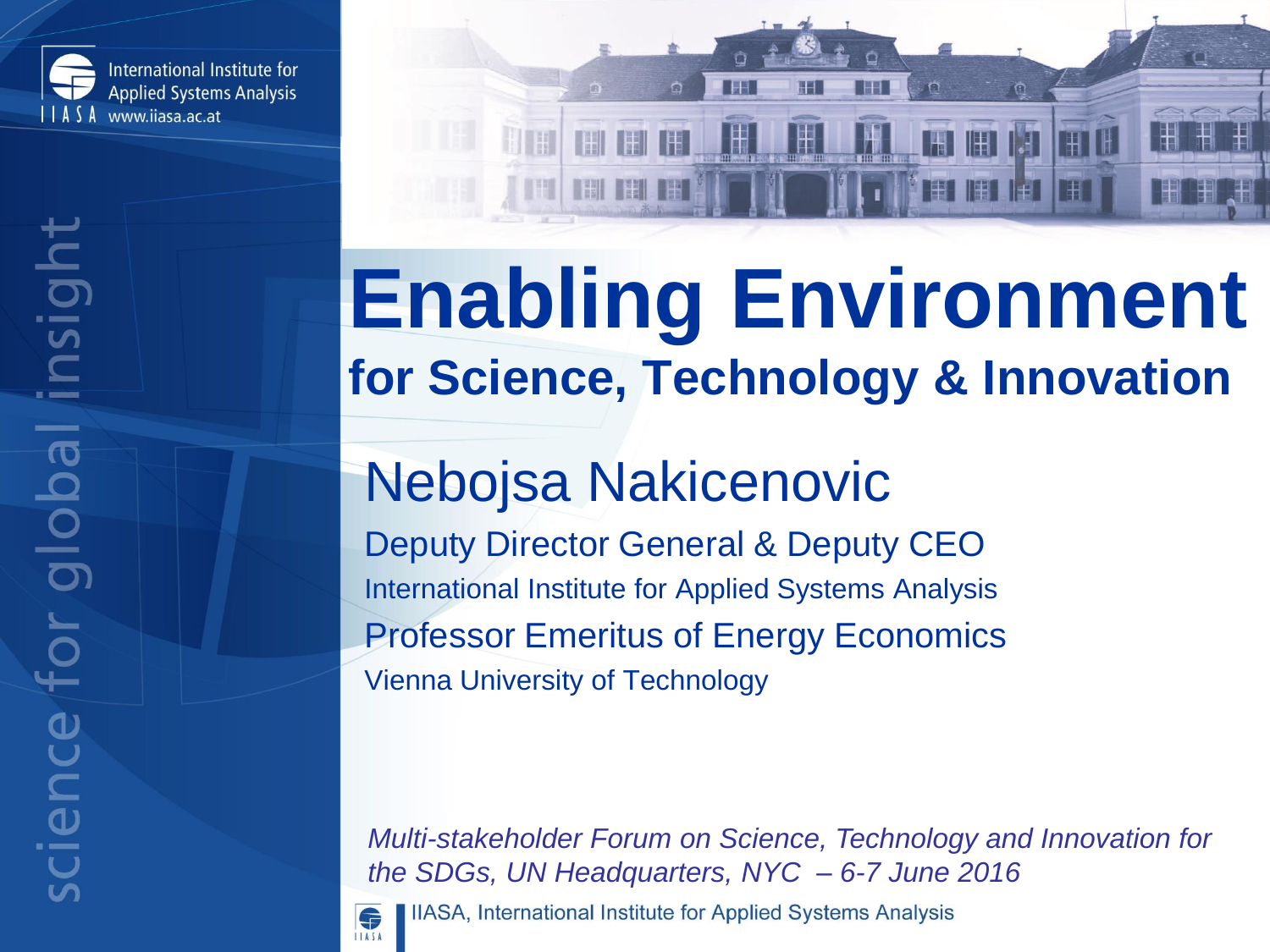International Institute for Applied Systems Analysis

IIASA www.iiasa.ac.at

science for global insight

# Enabling Environment

## for Science, Technology & Innovation

### Nebojsa Nakicenovic

Deputy Director General & Deputy CEO

International Institute for Applied Systems Analysis

Professor Emeritus of Energy Economics

Vienna University of Technology

*Multi-stakeholder Forum on Science, Technology and Innovation for the SDGs, UN Headquarters, NYC – 6-7 June 2016*

IIASA, International Institute for Applied Systems Analysis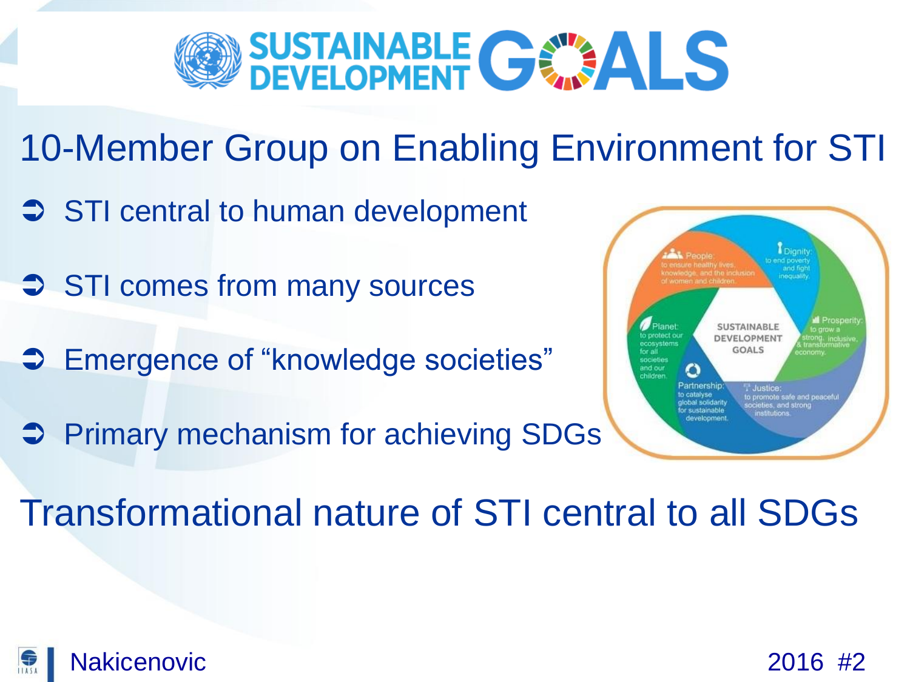# SUSTAINABLE DEVELOPMENT GOALS

## 10-Member Group on Enabling Environment for STI

- STI central to human development
- STI comes from many sources
- Emergence of "knowledge societies"
- Primary mechanism for achieving SDGs

People: to ensure healthy lives, knowledge, and the inclusion of women and children.

Dignity: to end poverty and fight inequality.

Prosperity: to grow a strong, inclusive, & transformative economy.

Justice: to promote safe and peaceful societies, and strong institutions.

Partnership: to catalyse global solidarity for sustainable development.

Planet: to protect our ecosystems for all societies and our children.

SUSTAINABLE DEVELOPMENT GOALS

## Transformational nature of STI central to all SDGs

Nakicenovic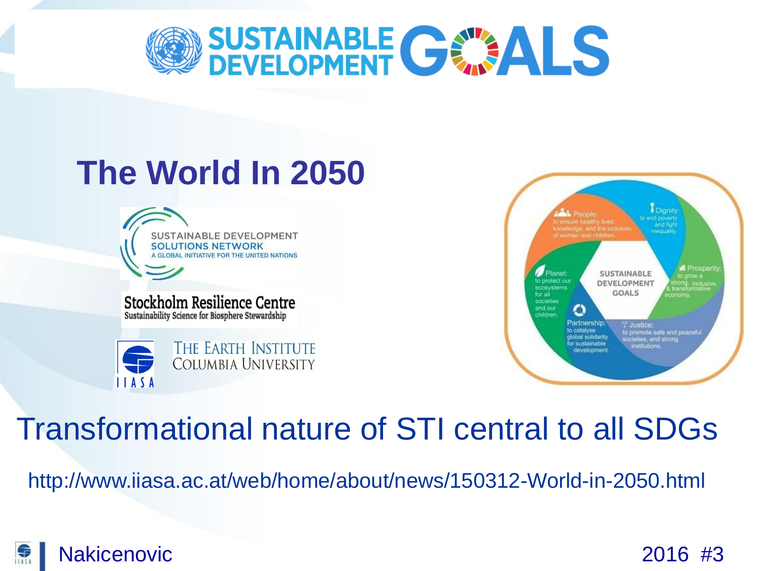# SUSTAINABLE DEVELOPMENT GOALS

## The World In 2050

SUSTAINABLE DEVELOPMENT SOLUTIONS NETWORK
A GLOBAL INITIATIVE FOR THE UNITED NATIONS

Stockholm Resilience Centre
Sustainability Science for Biosphere Stewardship

IIASA

THE EARTH INSTITUTE
COLUMBIA UNIVERSITY

People: to ensure healthy lives, knowledge, and the inclusion of women and children.

Dignity: to end poverty and fight inequality.

Prosperity: to grow a strong, inclusive, & transformative economy.

Justice: to promote safe and peaceful societies, and strong institutions.

Partnership: to catalyse global solidarity for sustainable development.

Planet: to protect our ecosystems for all societies and our children.

SUSTAINABLE DEVELOPMENT GOALS

Transformational nature of STI central to all SDGs

http://www.iiasa.ac.at/web/home/about/news/150312-World-in-2050.html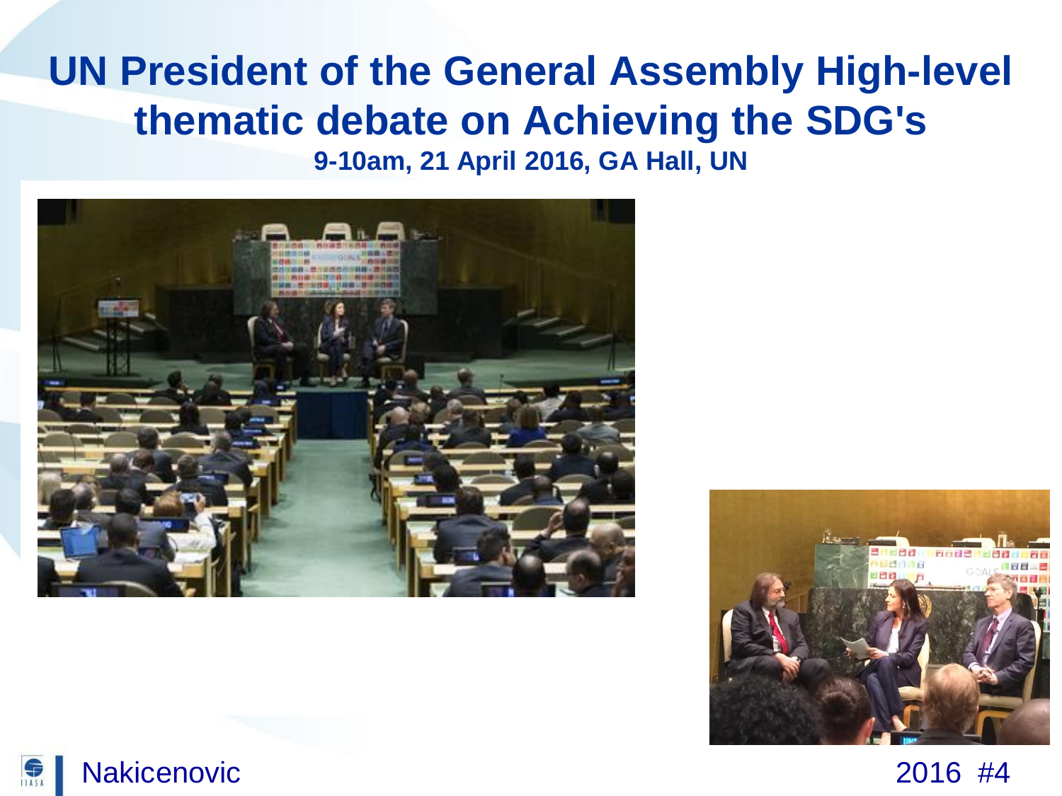# UN President of the General Assembly High-level thematic debate on Achieving the SDG's

**9-10am, 21 April 2016, GA Hall, UN**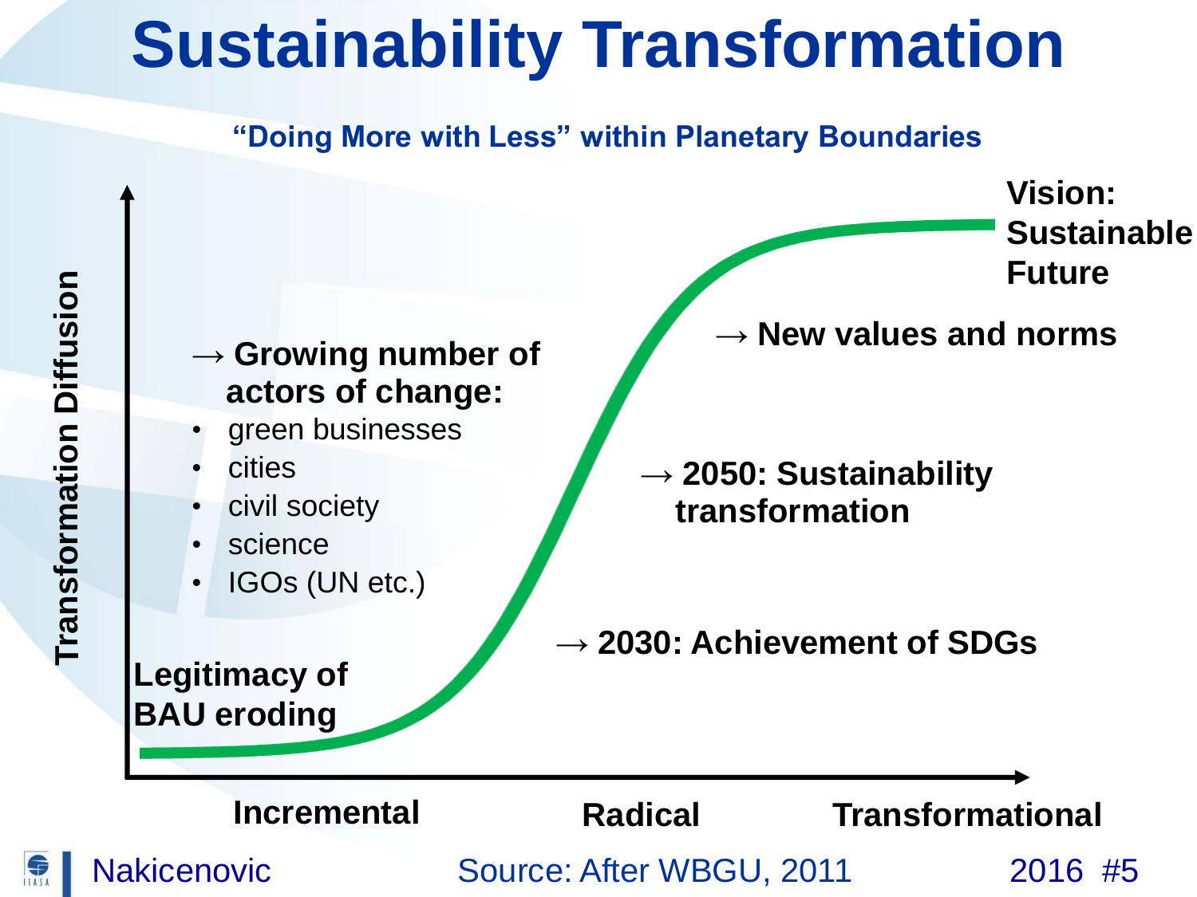# Sustainability Transformation

**"Doing More with Less" within Planetary Boundaries**

**Transformation Diffusion**

**Legitimacy of BAU eroding**

**→ Growing number of actors of change:**

- green businesses
- cities
- civil society
- science
- IGOs (UN etc.)

**→ 2030: Achievement of SDGs**

**→ 2050: Sustainability transformation**

**→ New values and norms**

**Vision: Sustainable Future**

**Incremental** | **Radical** | **Transformational**

Source: After WBGU, 2011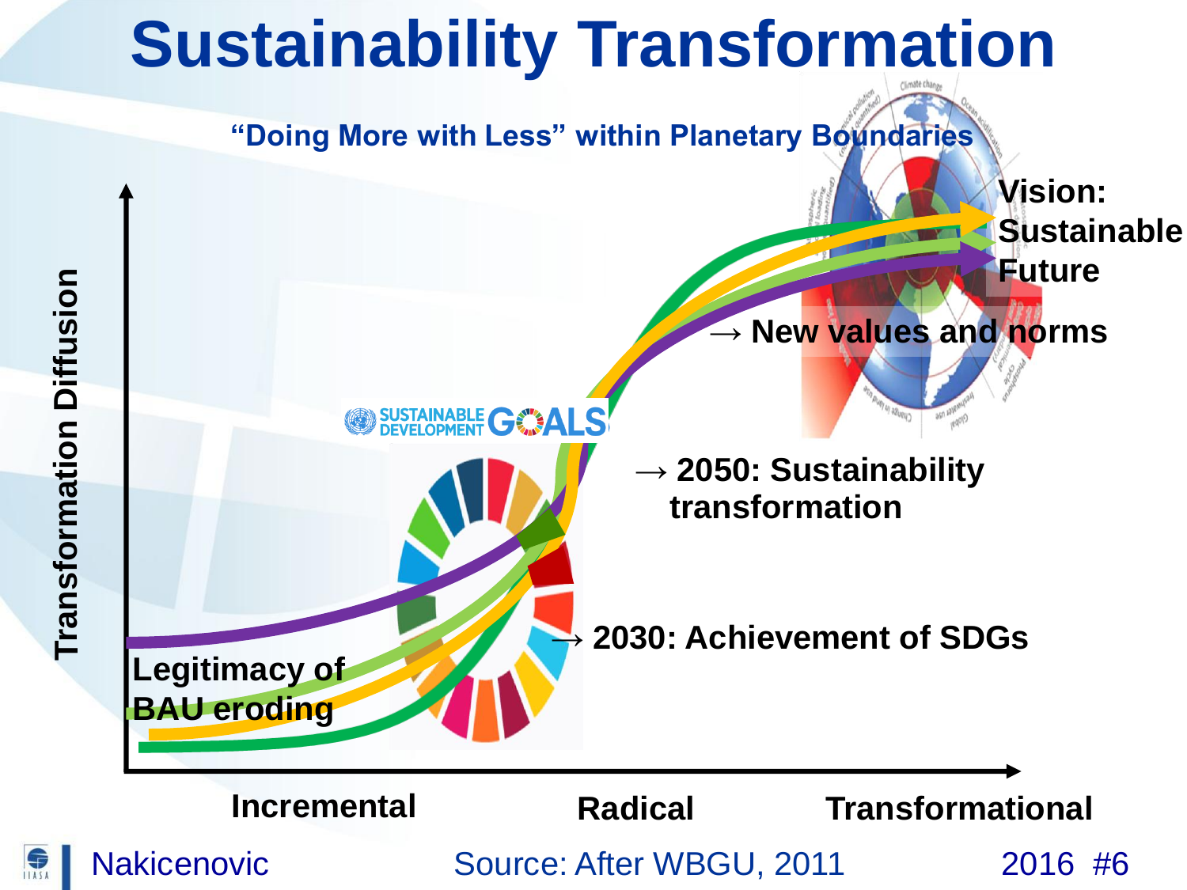# Sustainability Transformation

**"Doing More with Less" within Planetary Boundaries**

Transformation Diffusion

**Vision: Sustainable Future**

**→ New values and norms**

**→ 2050: Sustainability transformation**

**→ 2030: Achievement of SDGs**

**Legitimacy of BAU eroding**

SUSTAINABLE DEVELOPMENT GOALS

**Incremental** **Radical** **Transformational**

Source: After WBGU, 2011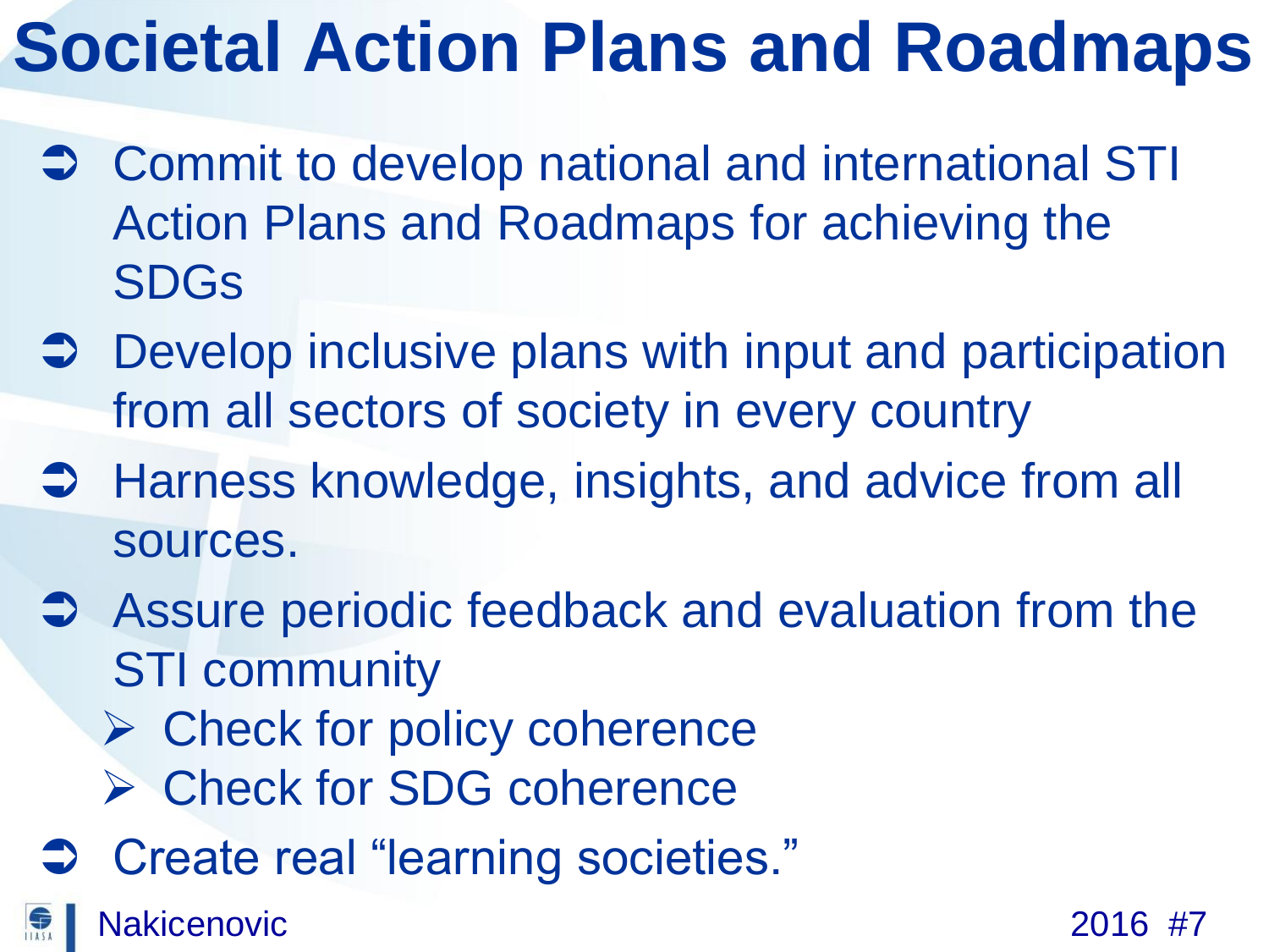# Societal Action Plans and Roadmaps

- Commit to develop national and international STI Action Plans and Roadmaps for achieving the SDGs
- Develop inclusive plans with input and participation from all sectors of society in every country
- Harness knowledge, insights, and advice from all sources.
- Assure periodic feedback and evaluation from the STI community
  - Check for policy coherence
  - Check for SDG coherence
- Create real "learning societies."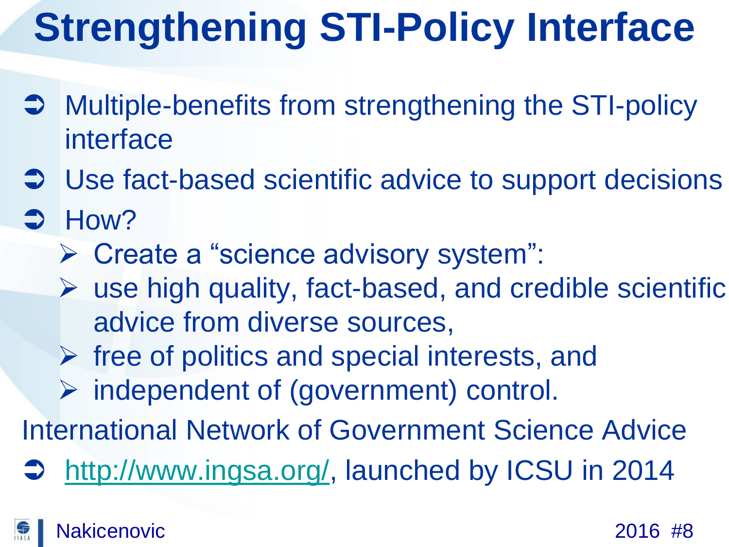# Strengthening STI-Policy Interface

- Multiple-benefits from strengthening the STI-policy interface
- Use fact-based scientific advice to support decisions
- How?
  - Create a "science advisory system":
  - use high quality, fact-based, and credible scientific advice from diverse sources,
  - free of politics and special interests, and
  - independent of (government) control.

International Network of Government Science Advice

- http://www.ingsa.org/, launched by ICSU in 2014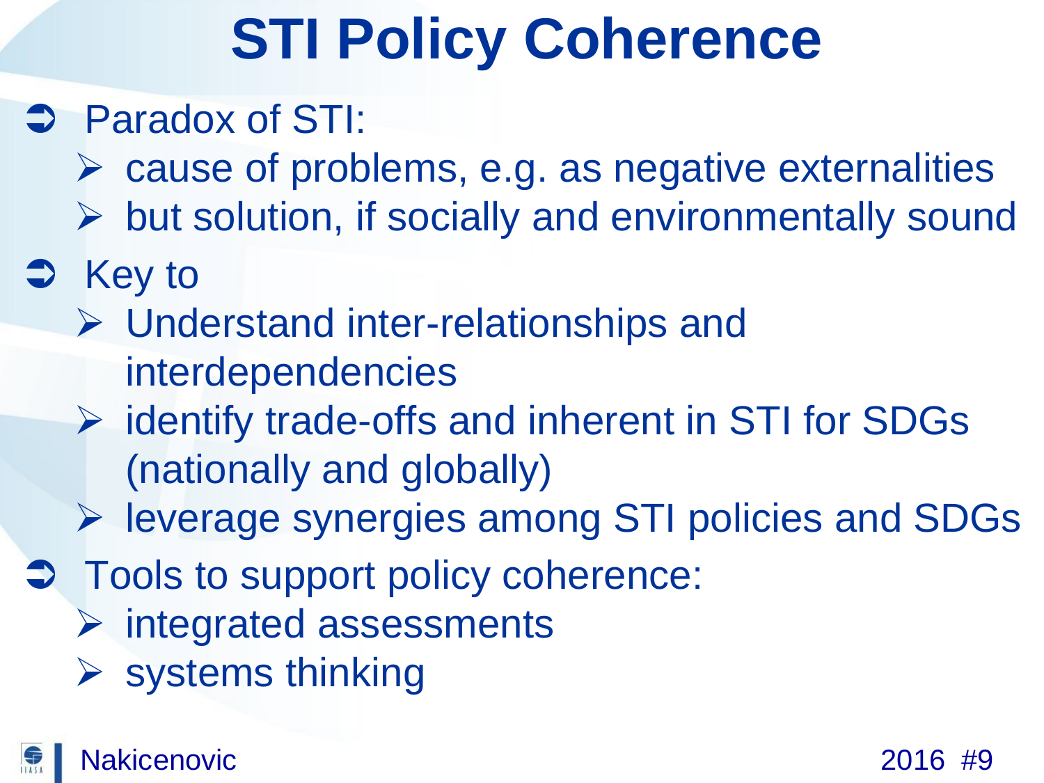# STI Policy Coherence

- Paradox of STI:
  - cause of problems, e.g. as negative externalities
  - but solution, if socially and environmentally sound
- Key to
  - Understand inter-relationships and interdependencies
  - identify trade-offs and inherent in STI for SDGs (nationally and globally)
  - leverage synergies among STI policies and SDGs
- Tools to support policy coherence:
  - integrated assessments
  - systems thinking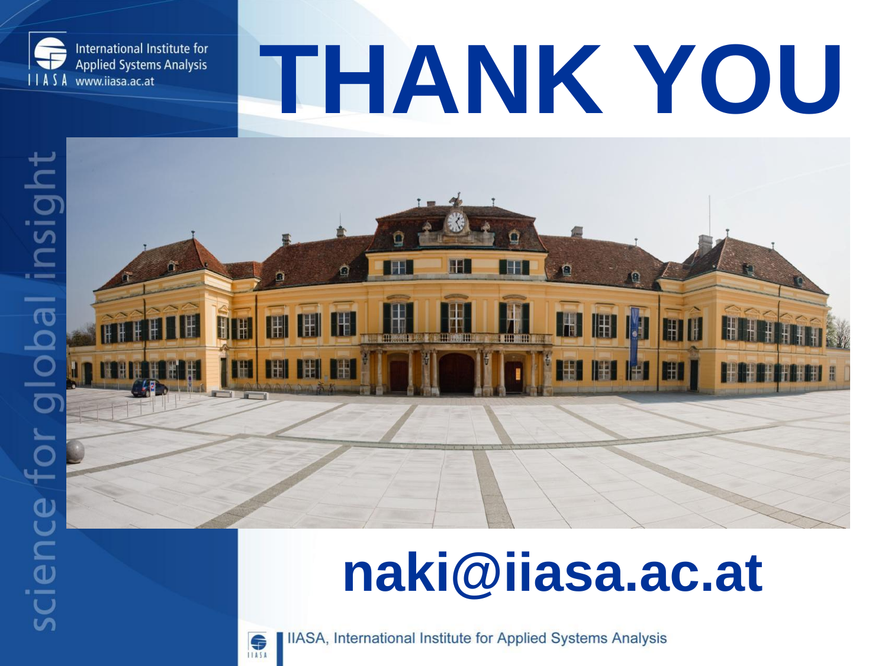# THANK YOU

**naki@iiasa.ac.at**